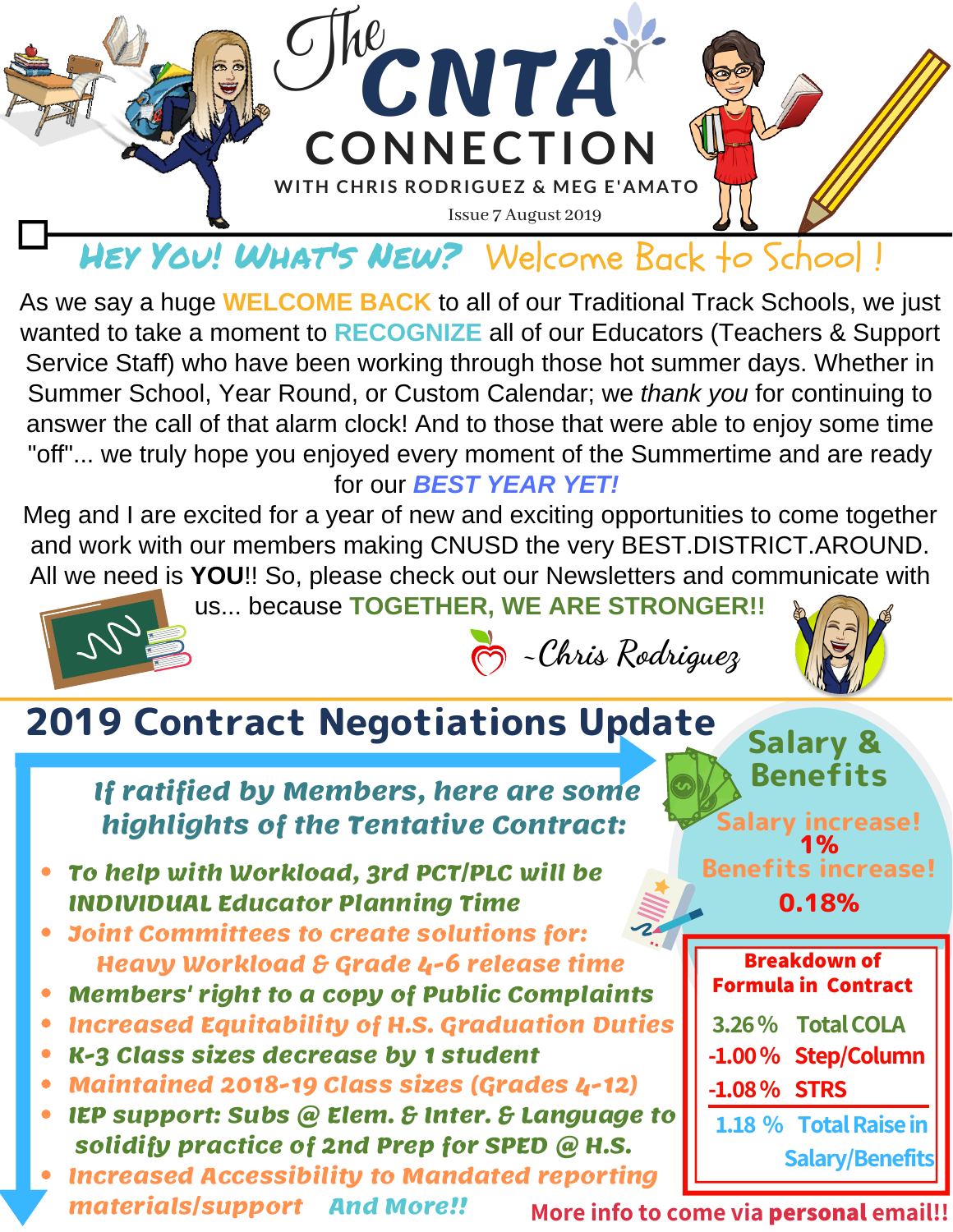# The CNTA CONNECTION

WITH CHRIS RODRIGUEZ & MEG E'AMATO

Issue 7 August 2019

## Hey You! What's New? Welcome Back to School !

As we say a huge **WELCOME BACK** to all of our Traditional Track Schools, we just wanted to take a moment to **RECOGNIZE** all of our Educators (Teachers & Support Service Staff) who have been working through those hot summer days. Whether in Summer School, Year Round, or Custom Calendar; we *thank you* for continuing to answer the call of that alarm clock! And to those that were able to enjoy some time "off"... we truly hope you enjoyed every moment of the Summertime and are ready for our ***BEST YEAR YET!***

Meg and I are excited for a year of new and exciting opportunities to come together and work with our members making CNUSD the very BEST.DISTRICT.AROUND. All we need is **YOU**!! So, please check out our Newsletters and communicate with us... because **TOGETHER, WE ARE STRONGER!!**

~Chris Rodriguez

## 2019 Contract Negotiations Update

### If ratified by Members, here are some highlights of the Tentative Contract:

- To help with Workload, 3rd PCT/PLC will be INDIVIDUAL Educator Planning Time
- Joint Committees to create solutions for: Heavy Workload & Grade 4-6 release time
- Members' right to a copy of Public Complaints
- Increased Equitability of H.S. Graduation Duties
- K-3 Class sizes decrease by 1 student
- Maintained 2018-19 Class sizes (Grades 4-12)
- IEP support: Subs @ Elem. & Inter. & Language to solidify practice of 2nd Prep for SPED @ H.S.
- Increased Accessibility to Mandated reporting materials/support

And More!!

### Salary & Benefits

Salary increase! **1%**

Benefits increase! **0.18%**

**Breakdown of Formula in Contract**

| | |
|---|---|
| 3.26 % | Total COLA |
| -1.00 % | Step/Column |
| -1.08 % | STRS |
| 1.18 % | Total Raise in Salary/Benefits |

More info to come via **personal** email!!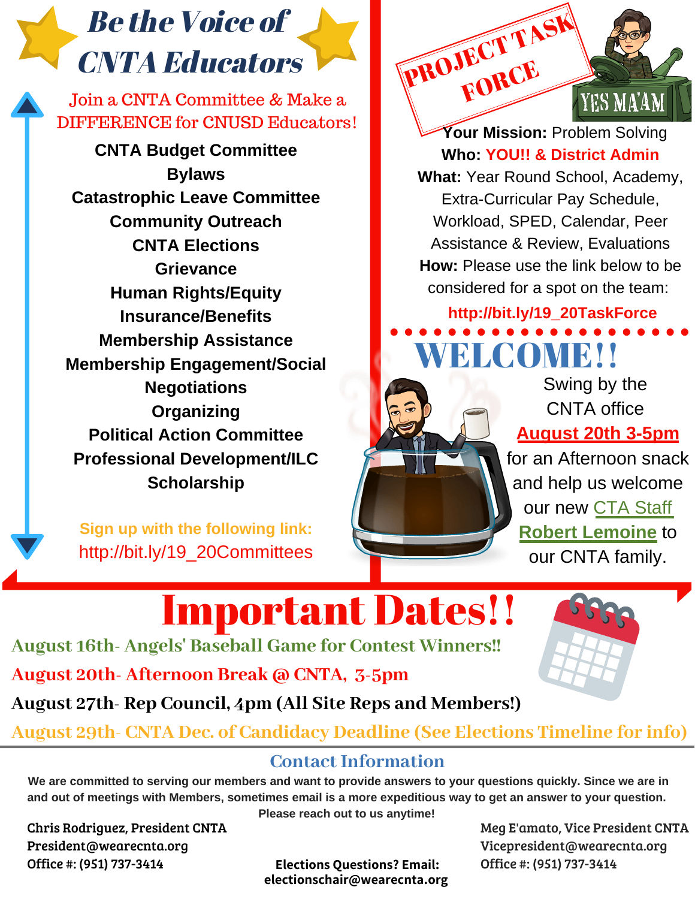# Be the Voice of CNTA Educators

Join a CNTA Committee & Make a DIFFERENCE for CNUSD Educators!

**CNTA Budget Committee**
**Bylaws**
**Catastrophic Leave Committee**
**Community Outreach**
**CNTA Elections**
**Grievance**
**Human Rights/Equity**
**Insurance/Benefits**
**Membership Assistance**
**Membership Engagement/Social**
**Negotiations**
**Organizing**
**Political Action Committee**
**Professional Development/ILC**
**Scholarship**

**Sign up with the following link:**
http://bit.ly/19_20Committees

## PROJECT TASK FORCE

YES MA'AM

**Your Mission:** Problem Solving
**Who:** **YOU!! & District Admin**
**What:** Year Round School, Academy, Extra-Curricular Pay Schedule, Workload, SPED, Calendar, Peer Assistance & Review, Evaluations
**How:** Please use the link below to be considered for a spot on the team:
**http://bit.ly/19_20TaskForce**

## WELCOME!!

Swing by the CNTA office **August 20th 3-5pm** for an Afternoon snack and help us welcome our new CTA Staff **Robert Lemoine** to our CNTA family.

# Important Dates!!

August 16th- Angels' Baseball Game for Contest Winners!!
August 20th- Afternoon Break @ CNTA, 3-5pm
August 27th- Rep Council, 4pm (All Site Reps and Members!)
August 29th- CNTA Dec. of Candidacy Deadline (See Elections Timeline for info)

## Contact Information

**We are committed to serving our members and want to provide answers to your questions quickly. Since we are in and out of meetings with Members, sometimes email is a more expeditious way to get an answer to your question. Please reach out to us anytime!**

Chris Rodriguez, President CNTA
President@wearecnta.org
Office #: (951) 737-3414

**Elections Questions? Email:**
**electionschair@wearecnta.org**

Meg E'amato, Vice President CNTA
Vicepresident@wearecnta.org
Office #: (951) 737-3414